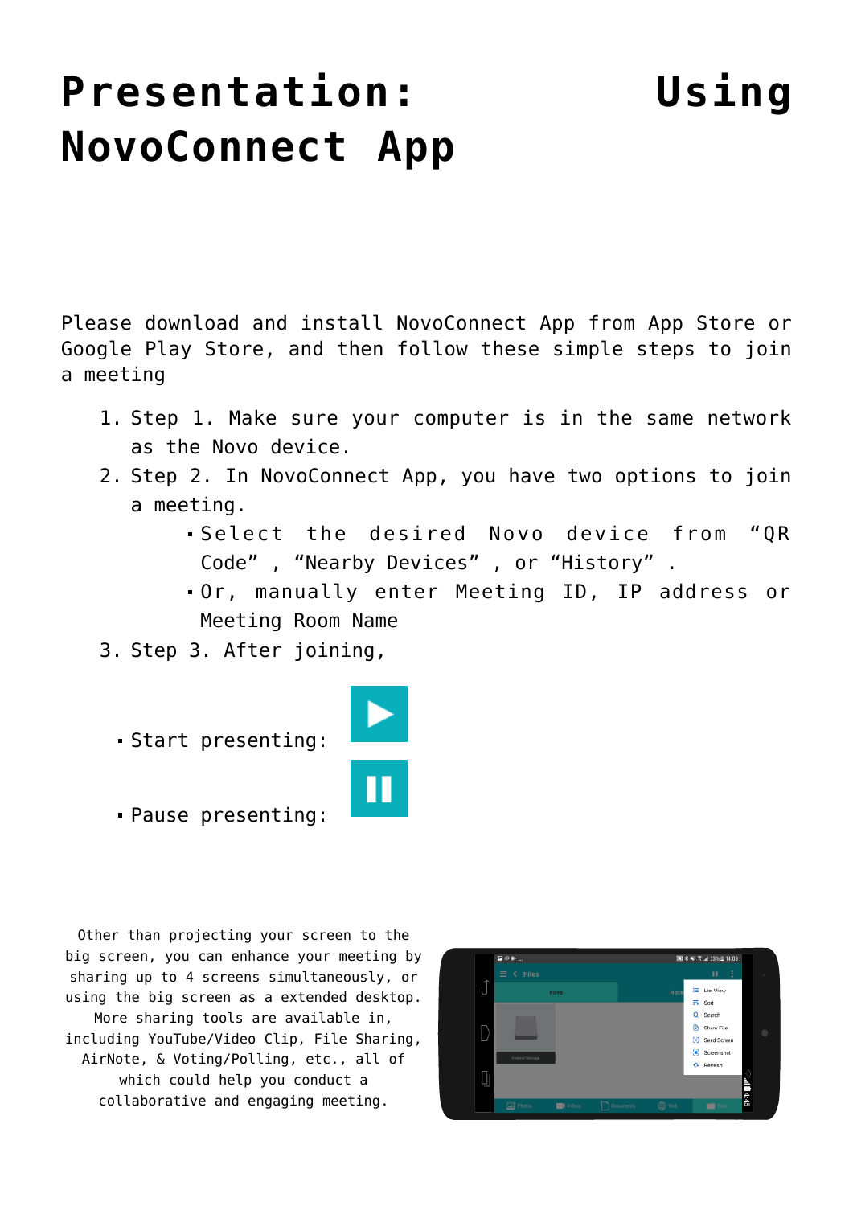# Presentation: Using NovoConnect App

Please download and install NovoConnect App from App Store or Google Play Store, and then follow these simple steps to join a meeting

1. Step 1. Make sure your computer is in the same network as the Novo device.
2. Step 2. In NovoConnect App, you have two options to join a meeting.
   - Select the desired Novo device from "QR Code" , "Nearby Devices" , or "History" .
   - Or, manually enter Meeting ID, IP address or Meeting Room Name
3. Step 3. After joining,

- Start presenting:
- Pause presenting:

Other than projecting your screen to the big screen, you can enhance your meeting by sharing up to 4 screens simultaneously, or using the big screen as a extended desktop. More sharing tools are available in, including YouTube/Video Clip, File Sharing, AirNote, & Voting/Polling, etc., all of which could help you conduct a collaborative and engaging meeting.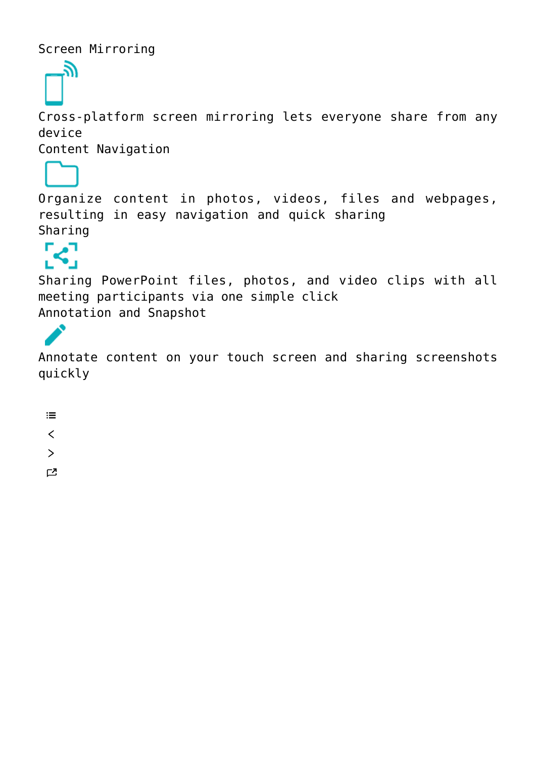### Screen Mirroring

Cross-platform screen mirroring lets everyone share from any device

### Content Navigation

Organize content in photos, videos, files and webpages, resulting in easy navigation and quick sharing

### Sharing

Sharing PowerPoint files, photos, and video clips with all meeting participants via one simple click

### Annotation and Snapshot

Annotate content on your touch screen and sharing screenshots quickly